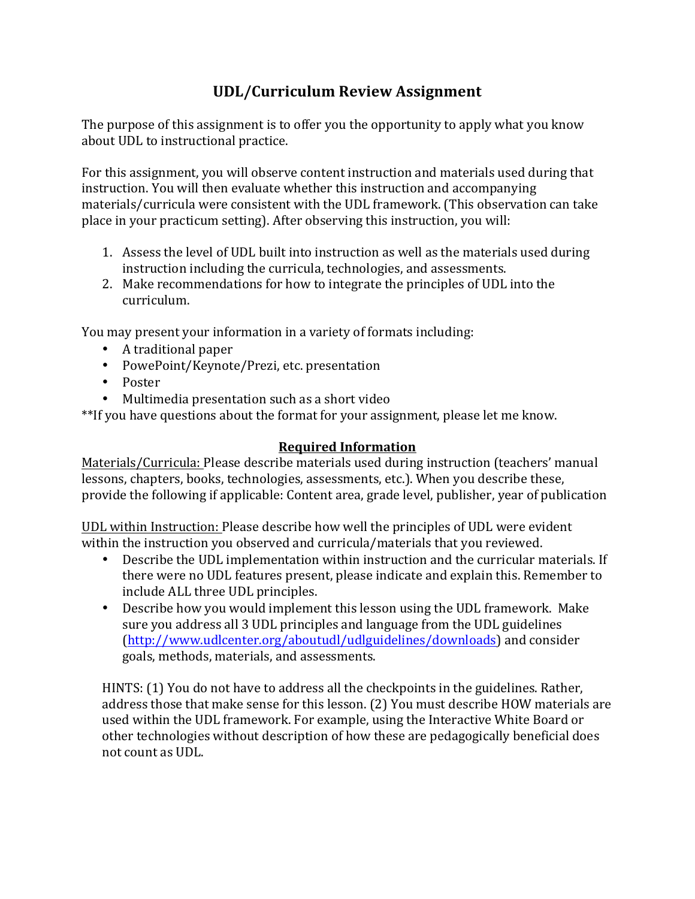# UDL/Curriculum Review Assignment

The purpose of this assignment is to offer you the opportunity to apply what you know about UDL to instructional practice.

For this assignment, you will observe content instruction and materials used during that instruction. You will then evaluate whether this instruction and accompanying materials/curricula were consistent with the UDL framework. (This observation can take place in your practicum setting). After observing this instruction, you will:

1. Assess the level of UDL built into instruction as well as the materials used during instruction including the curricula, technologies, and assessments.
2. Make recommendations for how to integrate the principles of UDL into the curriculum.

You may present your information in a variety of formats including:

- A traditional paper
- PowePoint/Keynote/Prezi, etc. presentation
- Poster
- Multimedia presentation such as a short video

**If you have questions about the format for your assignment, please let me know.

## Required Information

Materials/Curricula: Please describe materials used during instruction (teachers' manual lessons, chapters, books, technologies, assessments, etc.). When you describe these, provide the following if applicable: Content area, grade level, publisher, year of publication

UDL within Instruction: Please describe how well the principles of UDL were evident within the instruction you observed and curricula/materials that you reviewed.

- Describe the UDL implementation within instruction and the curricular materials. If there were no UDL features present, please indicate and explain this. Remember to include ALL three UDL principles.
- Describe how you would implement this lesson using the UDL framework. Make sure you address all 3 UDL principles and language from the UDL guidelines (http://www.udlcenter.org/aboutudl/udlguidelines/downloads) and consider goals, methods, materials, and assessments.

HINTS: (1) You do not have to address all the checkpoints in the guidelines. Rather, address those that make sense for this lesson. (2) You must describe HOW materials are used within the UDL framework. For example, using the Interactive White Board or other technologies without description of how these are pedagogically beneficial does not count as UDL.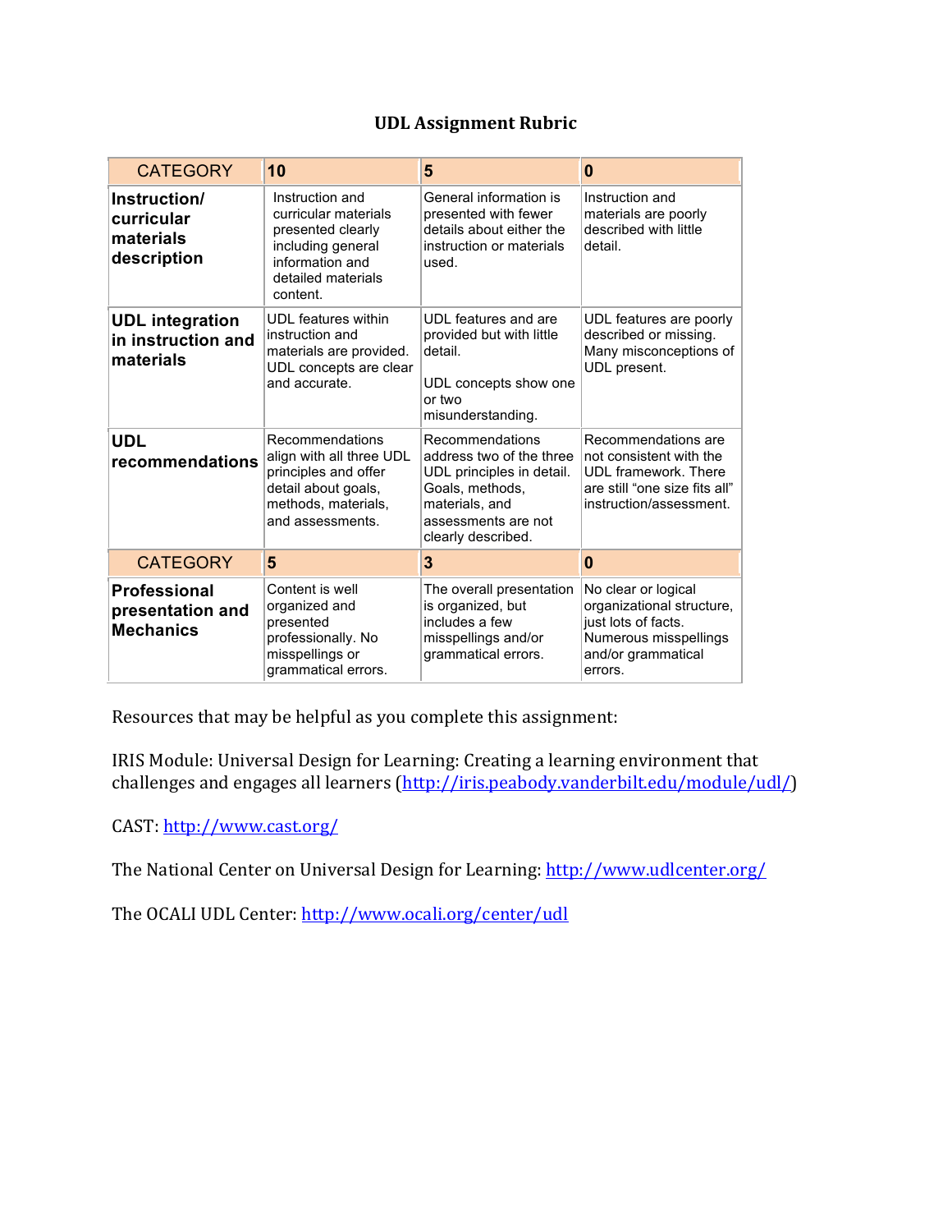# UDL Assignment Rubric

| CATEGORY | 10 | 5 | 0 |
|---|---|---|---|
| **Instruction/ curricular materials description** | Instruction and curricular materials presented clearly including general information and detailed materials content. | General information is presented with fewer details about either the instruction or materials used. | Instruction and materials are poorly described with little detail. |
| **UDL integration in instruction and materials** | UDL features within instruction and materials are provided. UDL concepts are clear and accurate. | UDL features and are provided but with little detail.<br><br>UDL concepts show one or two misunderstanding. | UDL features are poorly described or missing. Many misconceptions of UDL present. |
| **UDL recommendations** | Recommendations align with all three UDL principles and offer detail about goals, methods, materials, and assessments. | Recommendations address two of the three UDL principles in detail. Goals, methods, materials, and assessments are not clearly described. | Recommendations are not consistent with the UDL framework. There are still "one size fits all" instruction/assessment. |
| CATEGORY | 5 | 3 | 0 |
| **Professional presentation and Mechanics** | Content is well organized and presented professionally. No misspellings or grammatical errors. | The overall presentation is organized, but includes a few misspellings and/or grammatical errors. | No clear or logical organizational structure, just lots of facts. Numerous misspellings and/or grammatical errors. |

Resources that may be helpful as you complete this assignment:

IRIS Module: Universal Design for Learning: Creating a learning environment that challenges and engages all learners (http://iris.peabody.vanderbilt.edu/module/udl/)

CAST: http://www.cast.org/

The National Center on Universal Design for Learning: http://www.udlcenter.org/

The OCALI UDL Center: http://www.ocali.org/center/udl